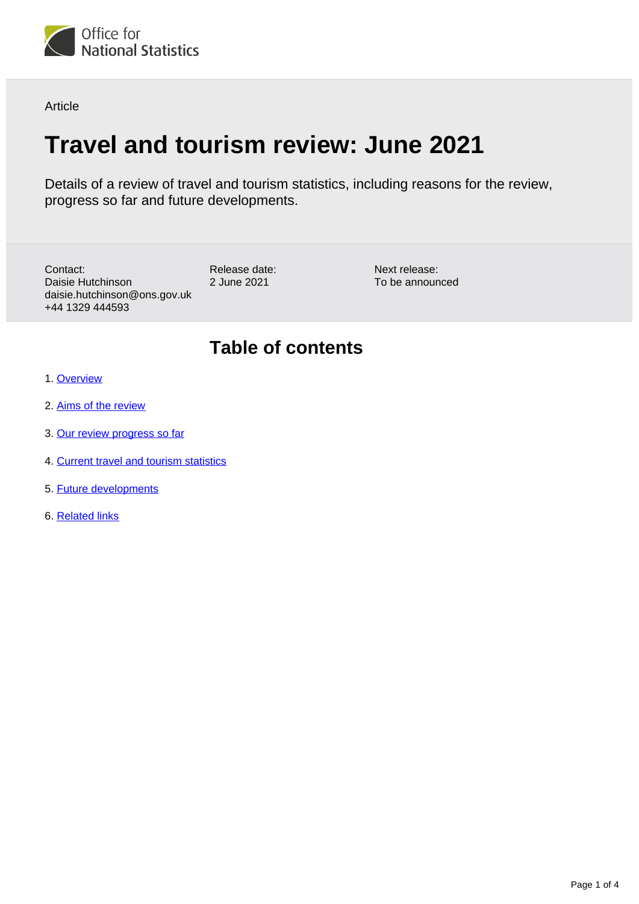Article

# Travel and tourism review: June 2021

Details of a review of travel and tourism statistics, including reasons for the review, progress so far and future developments.

Contact:
Daisie Hutchinson
daisie.hutchinson@ons.gov.uk
+44 1329 444593

Release date:
2 June 2021

Next release:
To be announced

## Table of contents

1. Overview
2. Aims of the review
3. Our review progress so far
4. Current travel and tourism statistics
5. Future developments
6. Related links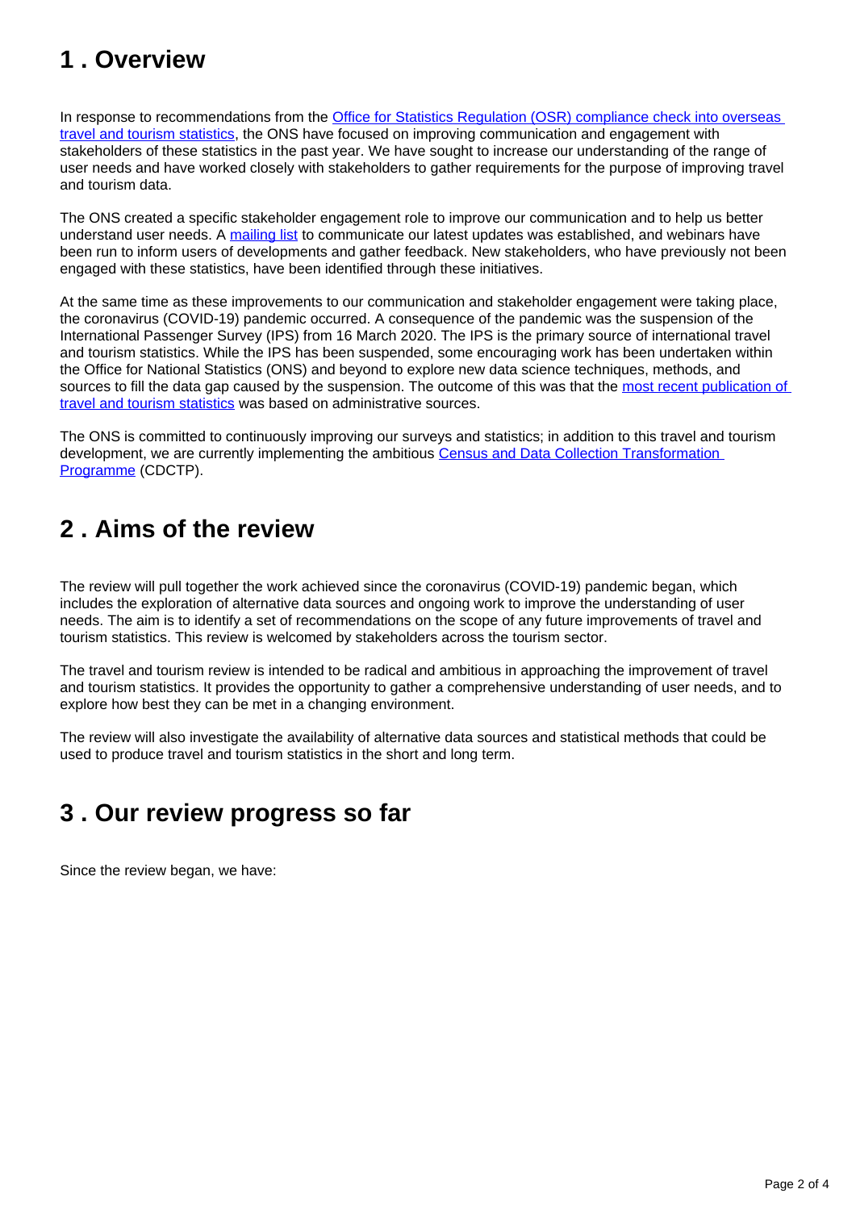## 1 . Overview

In response to recommendations from the Office for Statistics Regulation (OSR) compliance check into overseas travel and tourism statistics, the ONS have focused on improving communication and engagement with stakeholders of these statistics in the past year. We have sought to increase our understanding of the range of user needs and have worked closely with stakeholders to gather requirements for the purpose of improving travel and tourism data.

The ONS created a specific stakeholder engagement role to improve our communication and to help us better understand user needs. A mailing list to communicate our latest updates was established, and webinars have been run to inform users of developments and gather feedback. New stakeholders, who have previously not been engaged with these statistics, have been identified through these initiatives.

At the same time as these improvements to our communication and stakeholder engagement were taking place, the coronavirus (COVID-19) pandemic occurred. A consequence of the pandemic was the suspension of the International Passenger Survey (IPS) from 16 March 2020. The IPS is the primary source of international travel and tourism statistics. While the IPS has been suspended, some encouraging work has been undertaken within the Office for National Statistics (ONS) and beyond to explore new data science techniques, methods, and sources to fill the data gap caused by the suspension. The outcome of this was that the most recent publication of travel and tourism statistics was based on administrative sources.

The ONS is committed to continuously improving our surveys and statistics; in addition to this travel and tourism development, we are currently implementing the ambitious Census and Data Collection Transformation Programme (CDCTP).

## 2 . Aims of the review

The review will pull together the work achieved since the coronavirus (COVID-19) pandemic began, which includes the exploration of alternative data sources and ongoing work to improve the understanding of user needs. The aim is to identify a set of recommendations on the scope of any future improvements of travel and tourism statistics. This review is welcomed by stakeholders across the tourism sector.

The travel and tourism review is intended to be radical and ambitious in approaching the improvement of travel and tourism statistics. It provides the opportunity to gather a comprehensive understanding of user needs, and to explore how best they can be met in a changing environment.

The review will also investigate the availability of alternative data sources and statistical methods that could be used to produce travel and tourism statistics in the short and long term.

## 3 . Our review progress so far

Since the review began, we have: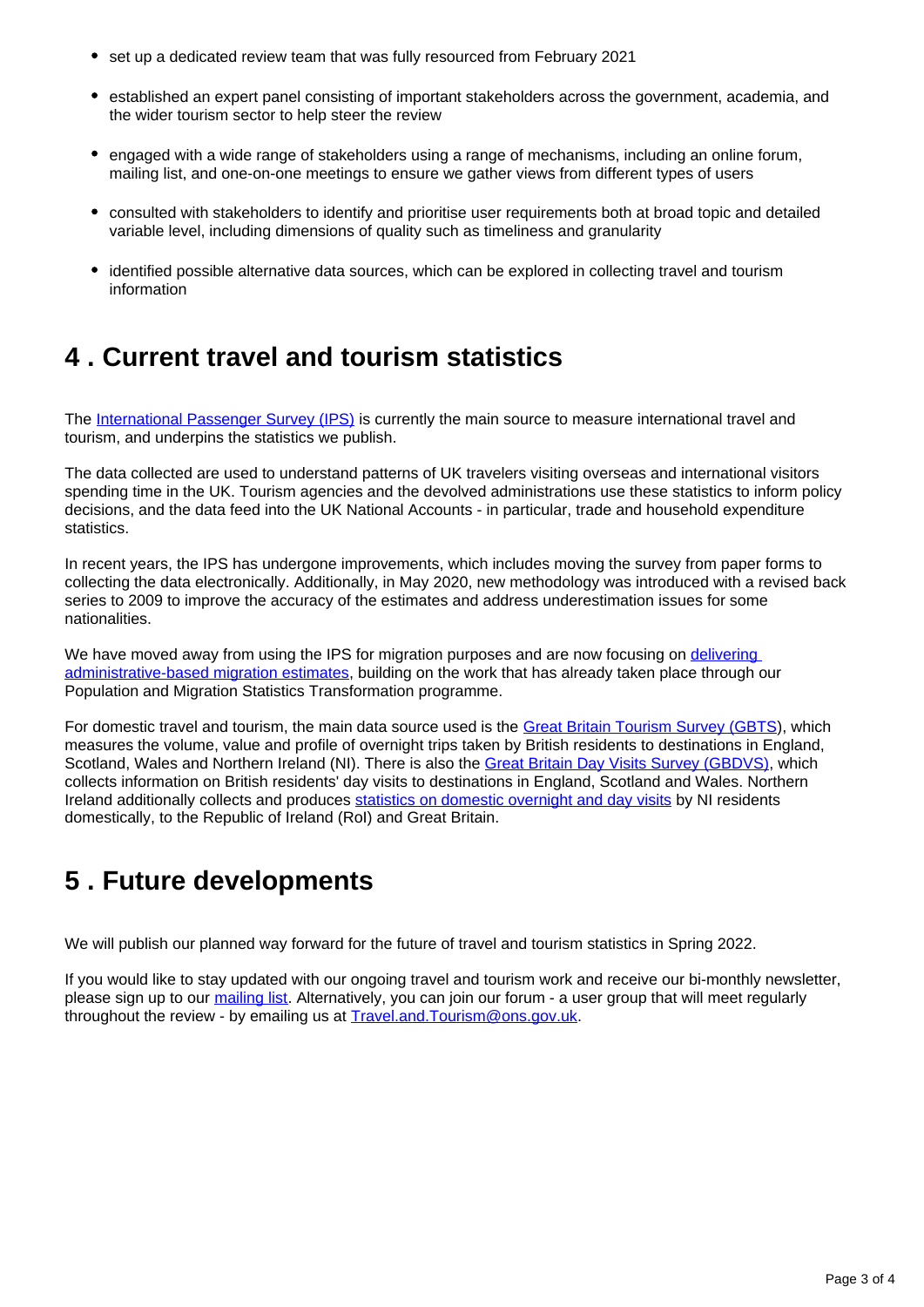- set up a dedicated review team that was fully resourced from February 2021
- established an expert panel consisting of important stakeholders across the government, academia, and the wider tourism sector to help steer the review
- engaged with a wide range of stakeholders using a range of mechanisms, including an online forum, mailing list, and one-on-one meetings to ensure we gather views from different types of users
- consulted with stakeholders to identify and prioritise user requirements both at broad topic and detailed variable level, including dimensions of quality such as timeliness and granularity
- identified possible alternative data sources, which can be explored in collecting travel and tourism information

## 4 . Current travel and tourism statistics

The International Passenger Survey (IPS) is currently the main source to measure international travel and tourism, and underpins the statistics we publish.

The data collected are used to understand patterns of UK travelers visiting overseas and international visitors spending time in the UK. Tourism agencies and the devolved administrations use these statistics to inform policy decisions, and the data feed into the UK National Accounts - in particular, trade and household expenditure statistics.

In recent years, the IPS has undergone improvements, which includes moving the survey from paper forms to collecting the data electronically. Additionally, in May 2020, new methodology was introduced with a revised back series to 2009 to improve the accuracy of the estimates and address underestimation issues for some nationalities.

We have moved away from using the IPS for migration purposes and are now focusing on delivering administrative-based migration estimates, building on the work that has already taken place through our Population and Migration Statistics Transformation programme.

For domestic travel and tourism, the main data source used is the Great Britain Tourism Survey (GBTS), which measures the volume, value and profile of overnight trips taken by British residents to destinations in England, Scotland, Wales and Northern Ireland (NI). There is also the Great Britain Day Visits Survey (GBDVS), which collects information on British residents' day visits to destinations in England, Scotland and Wales. Northern Ireland additionally collects and produces statistics on domestic overnight and day visits by NI residents domestically, to the Republic of Ireland (RoI) and Great Britain.

## 5 . Future developments

We will publish our planned way forward for the future of travel and tourism statistics in Spring 2022.

If you would like to stay updated with our ongoing travel and tourism work and receive our bi-monthly newsletter, please sign up to our mailing list. Alternatively, you can join our forum - a user group that will meet regularly throughout the review - by emailing us at Travel.and.Tourism@ons.gov.uk.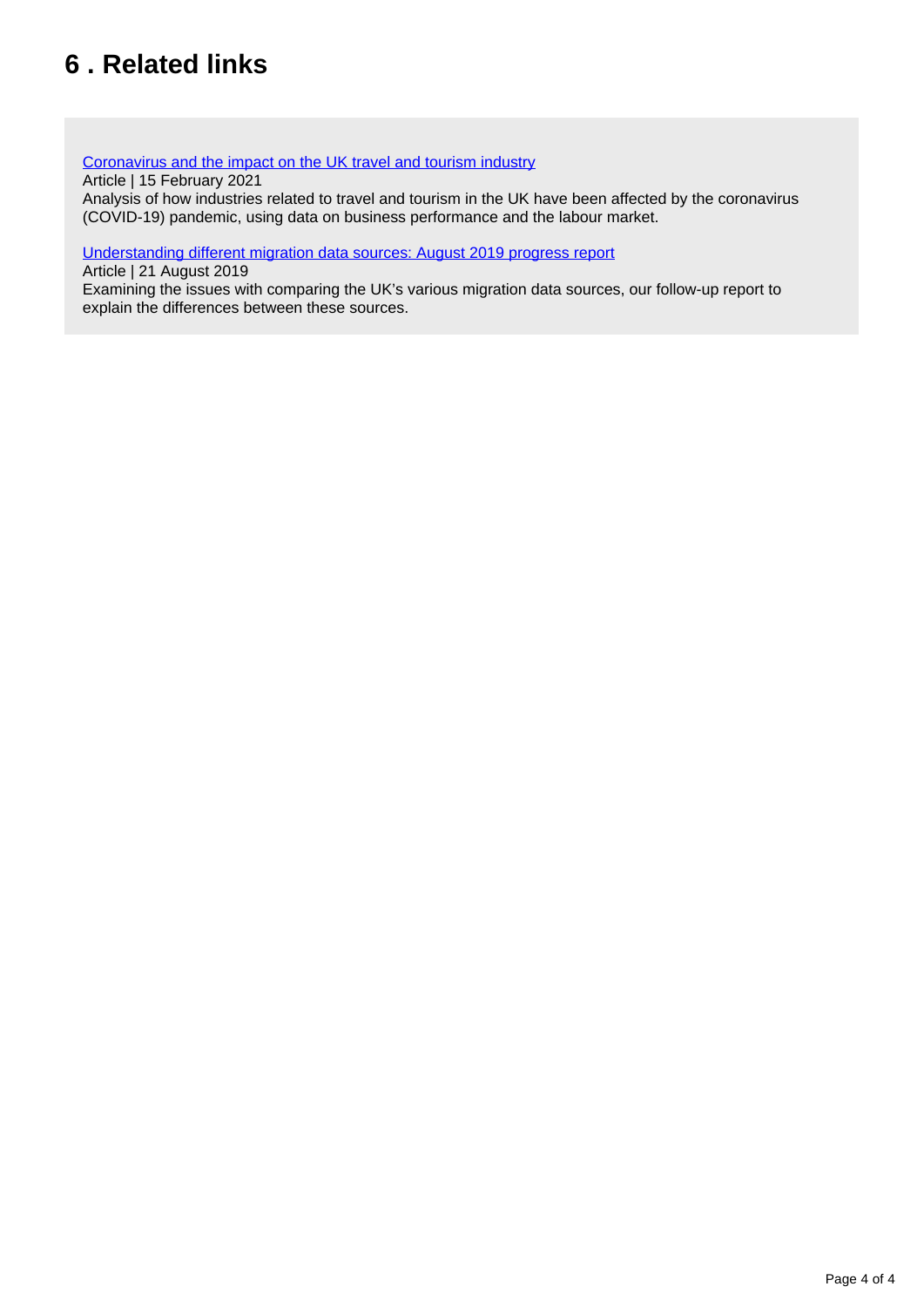## 6 . Related links

[Coronavirus and the impact on the UK travel and tourism industry]
Article | 15 February 2021
Analysis of how industries related to travel and tourism in the UK have been affected by the coronavirus (COVID-19) pandemic, using data on business performance and the labour market.

[Understanding different migration data sources: August 2019 progress report]
Article | 21 August 2019
Examining the issues with comparing the UK's various migration data sources, our follow-up report to explain the differences between these sources.